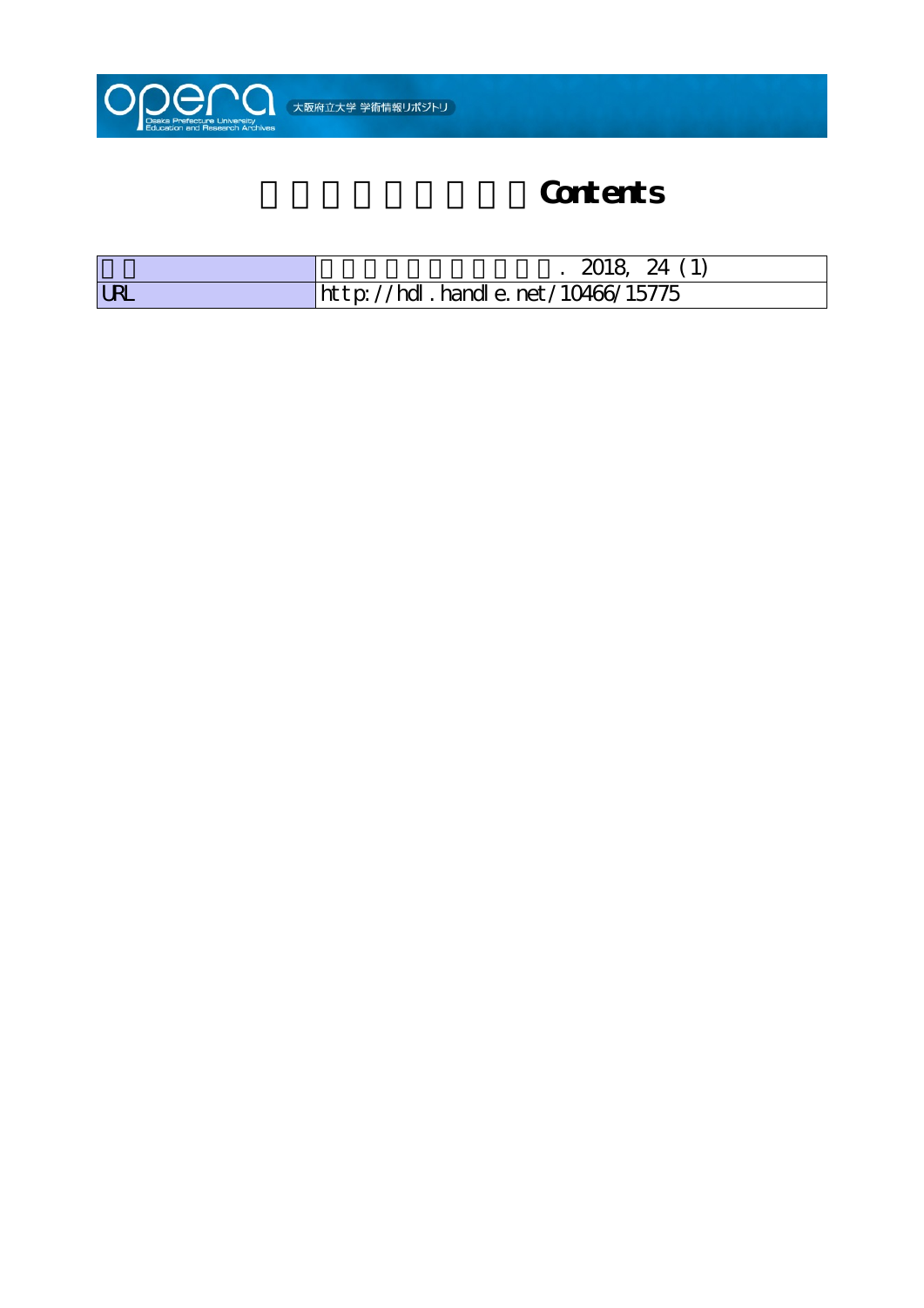# Contents

| | |
|---|---|
| | . 2018, 24 (1) |
| URL | http://hdl.handle.net/10466/15775 |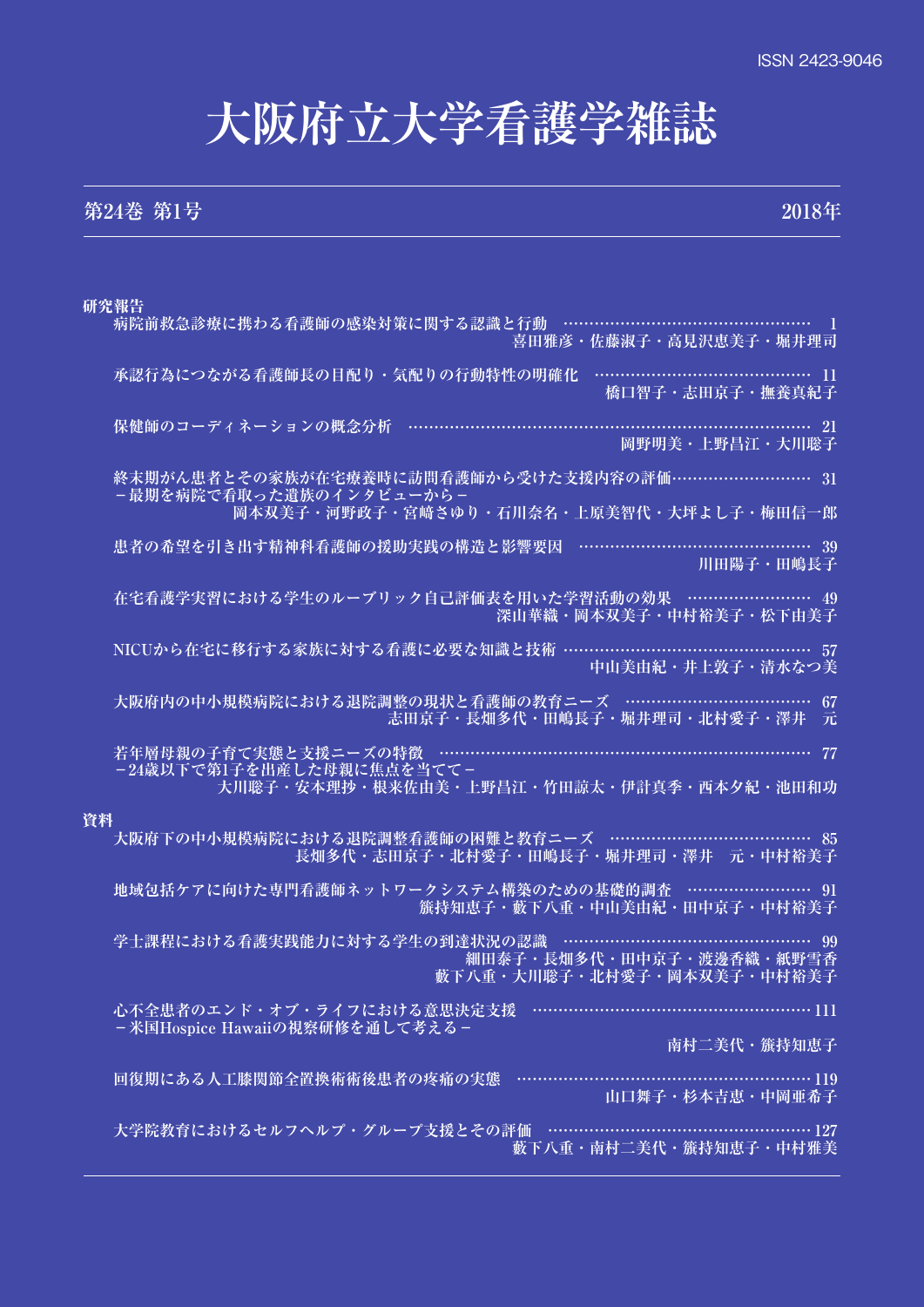ISSN 2423-9046

# 大阪府立大学看護学雑誌

第24巻 第1号　　2018年

## 研究報告

病院前救急診療に携わる看護師の感染対策に関する認識と行動 ……… 1
喜田雅彦・佐藤淑子・高見沢恵美子・堀井理司

承認行為につながる看護師長の目配り・気配りの行動特性の明確化 ……… 11
橋口智子・志田京子・撫養真紀子

保健師のコーディネーションの概念分析 ……… 21
岡野明美・上野昌江・大川聡子

終末期がん患者とその家族が在宅療養時に訪問看護師から受けた支援内容の評価 ……… 31
－最期を病院で看取った遺族のインタビューから－
岡本双美子・河野政子・宮崎さゆり・石川奈名・上原美智代・大坪よし子・梅田信一郎

患者の希望を引き出す精神科看護師の援助実践の構造と影響要因 ……… 39
川田陽子・田嶋長子

在宅看護学実習における学生のルーブリック自己評価表を用いた学習活動の効果 ……… 49
深山華織・岡本双美子・中村裕美子・松下由美子

NICUから在宅に移行する家族に対する看護に必要な知識と技術 ……… 57
中山美由紀・井上敦子・清水なつ美

大阪府内の中小規模病院における退院調整の現状と看護師の教育ニーズ ……… 67
志田京子・長畑多代・田嶋長子・堀井理司・北村愛子・澤井　元

若年層母親の子育て実態と支援ニーズの特徴 ……… 77
－24歳以下で第1子を出産した母親に焦点を当てて－
大川聡子・安本理抄・根来佐由美・上野昌江・竹田諒太・伊計真季・西本夕紀・池田和功

## 資料

大阪府下の中小規模病院における退院調整看護師の困難と教育ニーズ ……… 85
長畑多代・志田京子・北村愛子・田嶋長子・堀井理司・澤井　元・中村裕美子

地域包括ケアに向けた専門看護師ネットワークシステム構築のための基礎的調査 ……… 91
籏持知恵子・藪下八重・中山美由紀・田中京子・中村裕美子

学士課程における看護実践能力に対する学生の到達状況の認識 ……… 99
細田泰子・長畑多代・田中京子・渡邊香織・紙野雪香
藪下八重・大川聡子・北村愛子・岡本双美子・中村裕美子

心不全患者のエンド・オブ・ライフにおける意思決定支援 ……… 111
－米国Hospice Hawaiiの視察研修を通して考える－
南村二美代・籏持知恵子

回復期にある人工膝関節全置換術術後患者の疼痛の実態 ……… 119
山口舞子・杉本吉恵・中岡亜希子

大学院教育におけるセルフヘルプ・グループ支援とその評価 ……… 127
藪下八重・南村二美代・籏持知恵子・中村雅美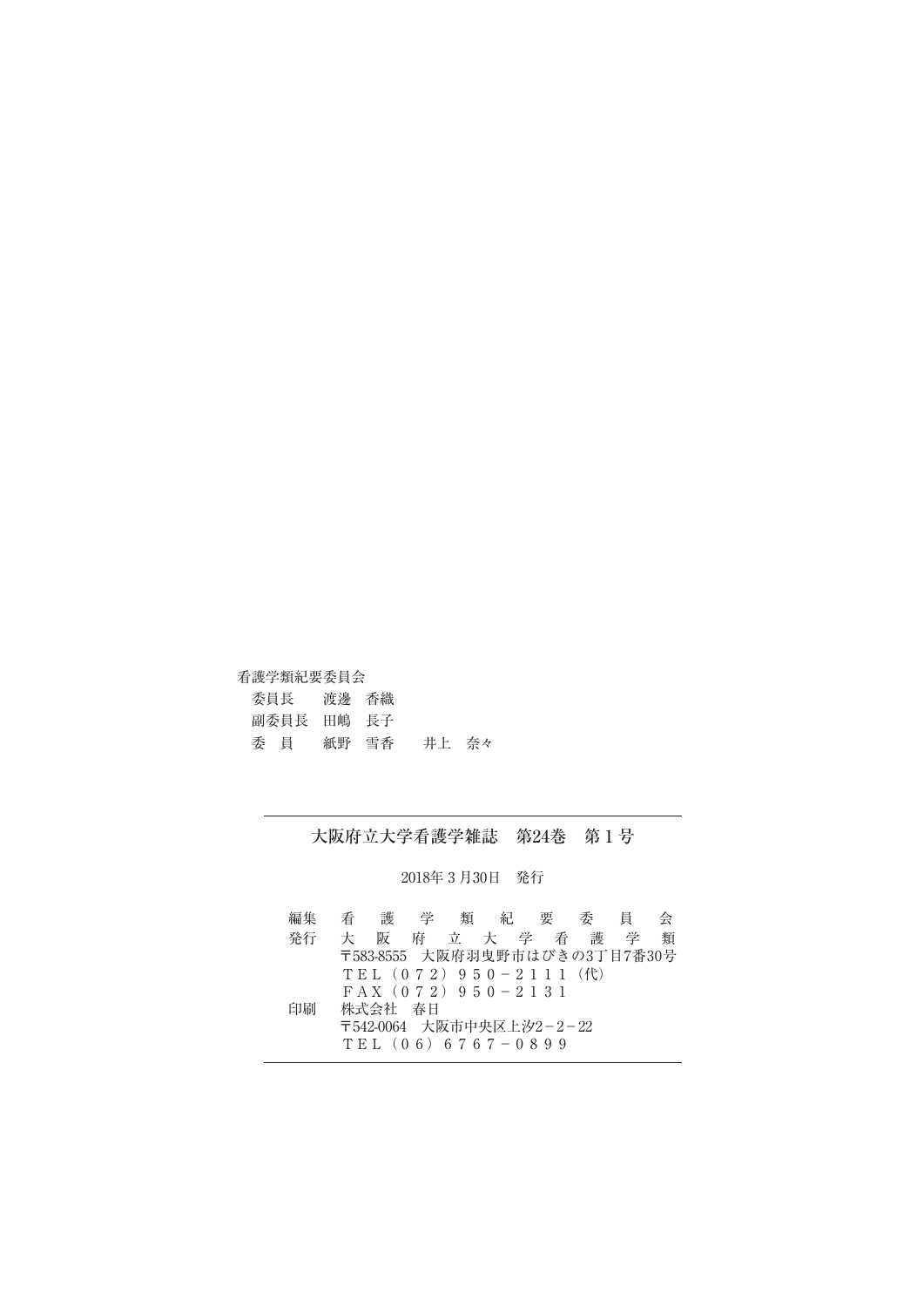看護学類紀要委員会

委員長　　渡邊　香織

副委員長　田嶋　長子

委　員　　紙野　雪香　　井上　奈々

---

大阪府立大学看護学雑誌　第24巻　第１号

2018年３月30日　発行

| | |
|---|---|
| 編集 | 看護学類紀要委員会 |
| 発行 | 大阪府立大学看護学類 |
| | 〒583-8555　大阪府羽曳野市はびきの3丁目7番30号 |
| | ＴＥＬ（０７２）９５０－２１１１（代） |
| | ＦＡＸ（０７２）９５０－２１３１ |
| 印刷 | 株式会社　春日 |
| | 〒542-0064　大阪市中央区上汐2－2－22 |
| | ＴＥＬ（０６）６７６７－０８９９ |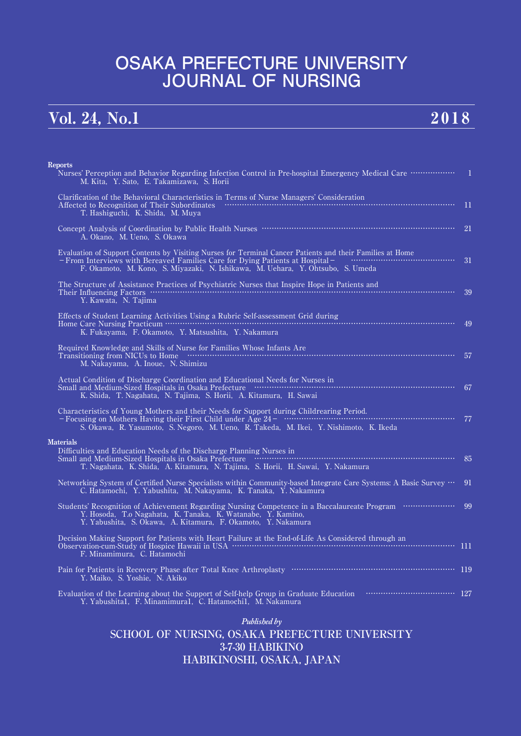# OSAKA PREFECTURE UNIVERSITY JOURNAL OF NURSING

## Vol. 24, No.1 2018

**Reports**

Nurses' Perception and Behavior Regarding Infection Control in Pre-hospital Emergency Medical Care ……………… 1
M. Kita, Y. Sato, E. Takamizawa, S. Horii

Clarification of the Behavioral Characteristics in Terms of Nurse Managers' Consideration Affected to Recognition of Their Subordinates ……………… 11
T. Hashiguchi, K. Shida, M. Muya

Concept Analysis of Coordination by Public Health Nurses ……………… 21
A. Okano, M. Ueno, S. Okawa

Evaluation of Support Contents by Visiting Nurses for Terminal Cancer Patients and their Families at Home －From Interviews with Bereaved Families Care for Dying Patients at Hospital－ ……………… 31
F. Okamoto, M. Kono, S. Miyazaki, N. Ishikawa, M. Uehara, Y. Ohtsubo, S. Umeda

The Structure of Assistance Practices of Psychiatric Nurses that Inspire Hope in Patients and Their Influencing Factors ……………… 39
Y. Kawata, N. Tajima

Effects of Student Learning Activities Using a Rubric Self-assessment Grid during Home Care Nursing Practicum ……………… 49
K. Fukayama, F. Okamoto, Y. Matsushita, Y. Nakamura

Required Knowledge and Skills of Nurse for Families Whose Infants Are Transitioning from NICUs to Home ……………… 57
M. Nakayama, A. Inoue, N. Shimizu

Actual Condition of Discharge Coordination and Educational Needs for Nurses in Small and Medium-Sized Hospitals in Osaka Prefecture ……………… 67
K. Shida, T. Nagahata, N. Tajima, S. Horii, A. Kitamura, H. Sawai

Characteristics of Young Mothers and their Needs for Support during Childrearing Period. －Focusing on Mothers Having their First Child under Age 24－ ……………… 77
S. Okawa, R. Yasumoto, S. Negoro, M. Ueno, R. Takeda, M. Ikei, Y. Nishimoto, K. Ikeda

**Materials**

Difficulties and Education Needs of the Discharge Planning Nurses in Small and Medium-Sized Hospitals in Osaka Prefecture ……………… 85
T. Nagahata, K. Shida, A. Kitamura, N. Tajima, S. Horii, H. Sawai, Y. Nakamura

Networking System of Certified Nurse Specialists within Community-based Integrate Care Systems: A Basic Survey … 91
C. Hatamochi, Y. Yabushita, M. Nakayama, K. Tanaka, Y. Nakamura

Students' Recognition of Achievement Regarding Nursing Competence in a Baccalaureate Program ……………… 99
Y. Hosoda, T.o Nagahata, K. Tanaka, K. Watanabe, Y. Kamino, Y. Yabushita, S. Okawa, A. Kitamura, F. Okamoto, Y. Nakamura

Decision Making Support for Patients with Heart Failure at the End-of-Life As Considered through an Observation-cum-Study of Hospice Hawaii in USA ……………… 111
F. Minamimura, C. Hatamochi

Pain for Patients in Recovery Phase after Total Knee Arthroplasty ……………… 119
Y. Maiko, S. Yoshie, N. Akiko

Evaluation of the Learning about the Support of Self-help Group in Graduate Education ……………… 127
Y. Yabushita1, F. Minamimura1, C. Hatamochi1, M. Nakamura

*Published by*

SCHOOL OF NURSING, OSAKA PREFECTURE UNIVERSITY
3-7-30 HABIKINO
HABIKINOSHI, OSAKA, JAPAN